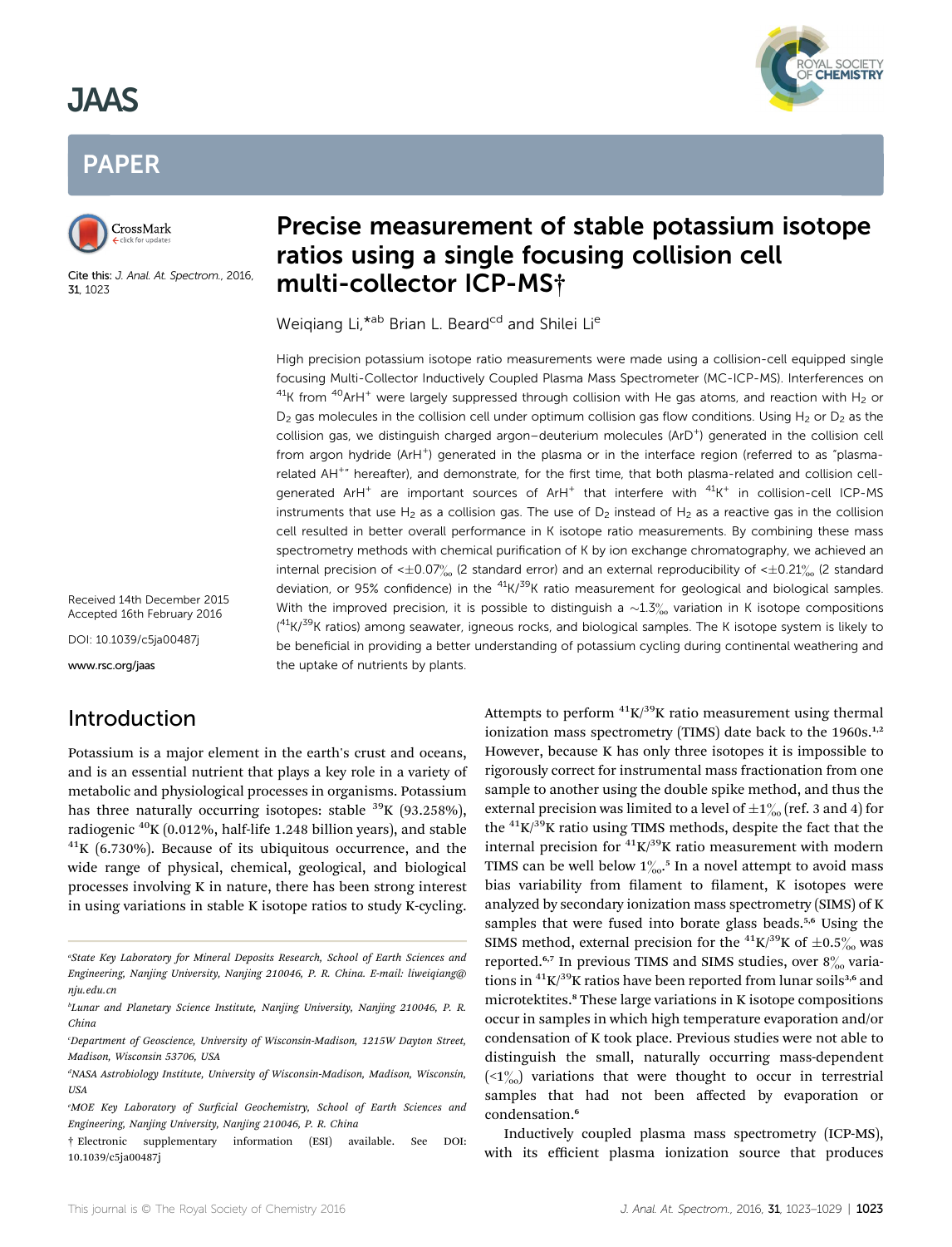# Precise measurement of stable potassium isotope ratios using a single focusing collision cell multi-collector ICP-MS†

Weiqiang Li,*[ab] Brian L. Beard[cd] and Shilei Li[e]

Cite this: J. Anal. At. Spectrom., 2016, 31, 1023

Received 14th December 2015
Accepted 16th February 2016

DOI: 10.1039/c5ja00487j

www.rsc.org/jaas

High precision potassium isotope ratio measurements were made using a collision-cell equipped single focusing Multi-Collector Inductively Coupled Plasma Mass Spectrometer (MC-ICP-MS). Interferences on $^{41}$K from $^{40}ArH^+$ were largely suppressed through collision with He gas atoms, and reaction with $H_2$ or $D_2$ gas molecules in the collision cell under optimum collision gas flow conditions. Using $H_2$ or $D_2$ as the collision gas, we distinguish charged argon–deuterium molecules ($ArD^+$) generated in the collision cell from argon hydride ($ArH^+$) generated in the plasma or in the interface region (referred to as "plasma-related $AH^+$" hereafter), and demonstrate, for the first time, that both plasma-related and collision cell-generated $ArH^+$ are important sources of $ArH^+$ that interfere with $^{41}K^+$ in collision-cell ICP-MS instruments that use $H_2$ as a collision gas. The use of $D_2$ instead of $H_2$ as a reactive gas in the collision cell resulted in better overall performance in K isotope ratio measurements. By combining these mass spectrometry methods with chemical purification of K by ion exchange chromatography, we achieved an internal precision of $<\pm0.07$‰ (2 standard error) and an external reproducibility of $<\pm0.21$‰ (2 standard deviation, or 95% confidence) in the $^{41}K/^{39}K$ ratio measurement for geological and biological samples. With the improved precision, it is possible to distinguish a $\sim$1.3‰ variation in K isotope compositions ($^{41}K/^{39}K$ ratios) among seawater, igneous rocks, and biological samples. The K isotope system is likely to be beneficial in providing a better understanding of potassium cycling during continental weathering and the uptake of nutrients by plants.

## Introduction

Potassium is a major element in the earth's crust and oceans, and is an essential nutrient that plays a key role in a variety of metabolic and physiological processes in organisms. Potassium has three naturally occurring isotopes: stable $^{39}$K (93.258%), radiogenic $^{40}$K (0.012%, half-life 1.248 billion years), and stable $^{41}$K (6.730%). Because of its ubiquitous occurrence, and the wide range of physical, chemical, geological, and biological processes involving K in nature, there has been strong interest in using variations in stable K isotope ratios to study K-cycling.

Attempts to perform $^{41}K/^{39}K$ ratio measurement using thermal ionization mass spectrometry (TIMS) date back to the 1960s.[1,2] However, because K has only three isotopes it is impossible to rigorously correct for instrumental mass fractionation from one sample to another using the double spike method, and thus the external precision was limited to a level of $\pm1$‰ (ref. 3 and 4) for the $^{41}K/^{39}K$ ratio using TIMS methods, despite the fact that the internal precision for $^{41}K/^{39}K$ ratio measurement with modern TIMS can be well below 1‰.[5] In a novel attempt to avoid mass bias variability from filament to filament, K isotopes were analyzed by secondary ionization mass spectrometry (SIMS) of K samples that were fused into borate glass beads.[5,6] Using the SIMS method, external precision for the $^{41}K/^{39}K$ of $\pm0.5$‰ was reported.[6,7] In previous TIMS and SIMS studies, over 8‰ variations in $^{41}K/^{39}K$ ratios have been reported from lunar soils[3,6] and microtektites.[8] These large variations in K isotope compositions occur in samples in which high temperature evaporation and/or condensation of K took place. Previous studies were not able to distinguish the small, naturally occurring mass-dependent ($<1$‰) variations that were thought to occur in terrestrial samples that had not been affected by evaporation or condensation.[6]

Inductively coupled plasma mass spectrometry (ICP-MS), with its efficient plasma ionization source that produces

---

[a] State Key Laboratory for Mineral Deposits Research, School of Earth Sciences and Engineering, Nanjing University, Nanjing 210046, P. R. China. E-mail: liweiqiang@nju.edu.cn

[b] Lunar and Planetary Science Institute, Nanjing University, Nanjing 210046, P. R. China

[c] Department of Geoscience, University of Wisconsin-Madison, 1215W Dayton Street, Madison, Wisconsin 53706, USA

[d] NASA Astrobiology Institute, University of Wisconsin-Madison, Madison, Wisconsin, USA

[e] MOE Key Laboratory of Surficial Geochemistry, School of Earth Sciences and Engineering, Nanjing University, Nanjing 210046, P. R. China

† Electronic supplementary information (ESI) available. See DOI: 10.1039/c5ja00487j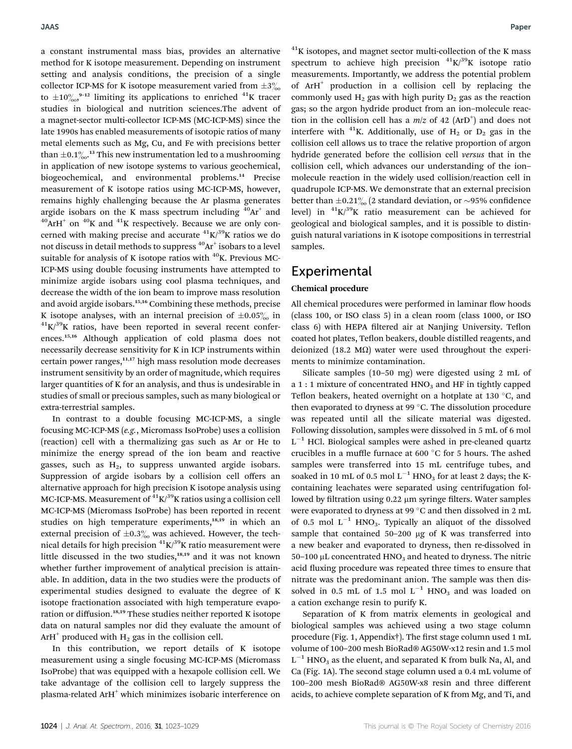a constant instrumental mass bias, provides an alternative method for K isotope measurement. Depending on instrument setting and analysis conditions, the precision of a single collector ICP-MS for K isotope measurement varied from ±3‰ to ±10‰,[9–12] limiting its applications to enriched $^{41}$K tracer studies in biological and nutrition sciences.The advent of a magnet-sector multi-collector ICP-MS (MC-ICP-MS) since the late 1990s has enabled measurements of isotopic ratios of many metal elements such as Mg, Cu, and Fe with precisions better than ±0.1‰.[13] This new instrumentation led to a mushrooming in application of new isotope systems to various geochemical, biogeochemical, and environmental problems.[14] Precise measurement of K isotope ratios using MC-ICP-MS, however, remains highly challenging because the Ar plasma generates argide isobars on the K mass spectrum including $^{40}Ar^+$ and $^{40}ArH^+$ on $^{40}$K and $^{41}$K respectively. Because we are only concerned with making precise and accurate $^{41}K/^{39}K$ ratios we do not discuss in detail methods to suppress $^{40}Ar^+$ isobars to a level suitable for analysis of K isotope ratios with $^{40}$K. Previous MC-ICP-MS using double focusing instruments have attempted to minimize argide isobars using cool plasma techniques, and decrease the width of the ion beam to improve mass resolution and avoid argide isobars.[15,16] Combining these methods, precise K isotope analyses, with an internal precision of ±0.05‰ in $^{41}K/^{39}K$ ratios, have been reported in several recent conferences.[15,16] Although application of cold plasma does not necessarily decrease sensitivity for K in ICP instruments within certain power ranges,[11,17] high mass resolution mode decreases instrument sensitivity by an order of magnitude, which requires larger quantities of K for an analysis, and thus is undesirable in studies of small or precious samples, such as many biological or extra-terrestrial samples.

In contrast to a double focusing MC-ICP-MS, a single focusing MC-ICP-MS (*e.g.*, Micromass IsoProbe) uses a collision (reaction) cell with a thermalizing gas such as Ar or He to minimize the energy spread of the ion beam and reactive gasses, such as $H_2$, to suppress unwanted argide isobars. Suppression of argide isobars by a collision cell offers an alternative approach for high precision K isotope analysis using MC-ICP-MS. Measurement of $^{41}K/^{39}K$ ratios using a collision cell MC-ICP-MS (Micromass IsoProbe) has been reported in recent studies on high temperature experiments,[18,19] in which an external precision of ±0.3‰ was achieved. However, the technical details for high precision $^{41}K/^{39}K$ ratio measurement were little discussed in the two studies,[18,19] and it was not known whether further improvement of analytical precision is attainable. In addition, data in the two studies were the products of experimental studies designed to evaluate the degree of K isotope fractionation associated with high temperature evaporation or diffusion.[18,19] These studies neither reported K isotope data on natural samples nor did they evaluate the amount of $ArH^+$ produced with $H_2$ gas in the collision cell.

In this contribution, we report details of K isotope measurement using a single focusing MC-ICP-MS (Micromass IsoProbe) that was equipped with a hexapole collision cell. We take advantage of the collision cell to largely suppress the plasma-related $ArH^+$ which minimizes isobaric interference on $^{41}$K isotopes, and magnet sector multi-collection of the K mass spectrum to achieve high precision $^{41}K/^{39}K$ isotope ratio measurements. Importantly, we address the potential problem of $ArH^+$ production in a collision cell by replacing the commonly used $H_2$ gas with high purity $D_2$ gas as the reaction gas; so the argon hydride product from an ion–molecule reaction in the collision cell has a *m*/*z* of 42 ($ArD^+$) and does not interfere with $^{41}$K. Additionally, use of $H_2$ or $D_2$ gas in the collision cell allows us to trace the relative proportion of argon hydride generated before the collision cell *versus* that in the collision cell, which advances our understanding of the ion–molecule reaction in the widely used collision/reaction cell in quadrupole ICP-MS. We demonstrate that an external precision better than ±0.21‰ (2 standard deviation, or ~95% confidence level) in $^{41}K/^{39}K$ ratio measurement can be achieved for geological and biological samples, and it is possible to distinguish natural variations in K isotope compositions in terrestrial samples.

## Experimental

### Chemical procedure

All chemical procedures were performed in laminar flow hoods (class 100, or ISO class 5) in a clean room (class 1000, or ISO class 6) with HEPA filtered air at Nanjing University. Teflon coated hot plates, Teflon beakers, double distilled reagents, and deionized (18.2 MΩ) water were used throughout the experiments to minimize contamination.

Silicate samples (10–50 mg) were digested using 2 mL of a 1 : 1 mixture of concentrated $HNO_3$ and HF in tightly capped Teflon beakers, heated overnight on a hotplate at 130 °C, and then evaporated to dryness at 99 °C. The dissolution procedure was repeated until all the silicate material was digested. Following dissolution, samples were dissolved in 5 mL of 6 mol $L^{-1}$ HCl. Biological samples were ashed in pre-cleaned quartz crucibles in a muffle furnace at 600 °C for 5 hours. The ashed samples were transferred into 15 mL centrifuge tubes, and soaked in 10 mL of 0.5 mol $L^{-1}$ $HNO_3$ for at least 2 days; the K-containing leachates were separated using centrifugation followed by filtration using 0.22 μm syringe filters. Water samples were evaporated to dryness at 99 °C and then dissolved in 2 mL of 0.5 mol $L^{-1}$ $HNO_3$. Typically an aliquot of the dissolved sample that contained 50–200 μg of K was transferred into a new beaker and evaporated to dryness, then re-dissolved in 50–100 μL concentrated $HNO_3$ and heated to dryness. The nitric acid fluxing procedure was repeated three times to ensure that nitrate was the predominant anion. The sample was then dissolved in 0.5 mL of 1.5 mol $L^{-1}$ $HNO_3$ and was loaded on a cation exchange resin to purify K.

Separation of K from matrix elements in geological and biological samples was achieved using a two stage column procedure (Fig. 1, Appendix†). The first stage column used 1 mL volume of 100–200 mesh BioRad® AG50W-x12 resin and 1.5 mol $L^{-1}$ $HNO_3$ as the eluent, and separated K from bulk Na, Al, and Ca (Fig. 1A). The second stage column used a 0.4 mL volume of 100–200 mesh BioRad® AG50W-x8 resin and three different acids, to achieve complete separation of K from Mg, and Ti, and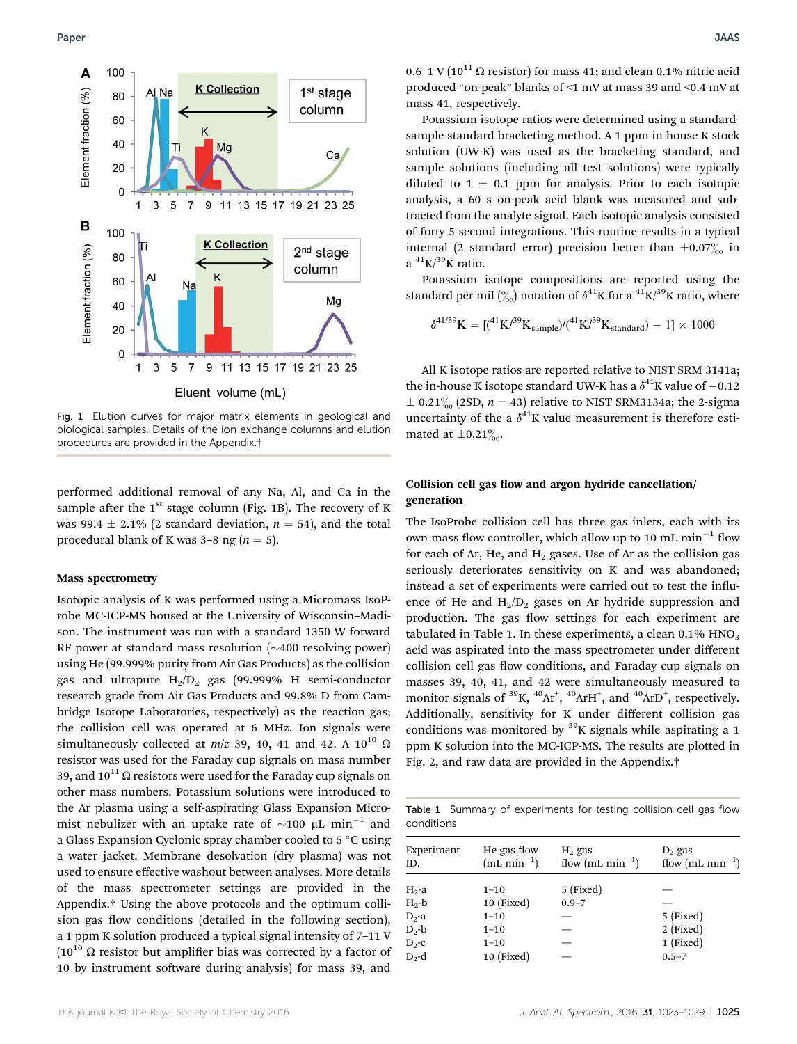Fig. 1 Elution curves for major matrix elements in geological and biological samples. Details of the ion exchange columns and elution procedures are provided in the Appendix.†

performed additional removal of any Na, Al, and Ca in the sample after the 1st stage column (Fig. 1B). The recovery of K was 99.4 ± 2.1% (2 standard deviation, $n = 54$), and the total procedural blank of K was 3–8 ng ($n = 5$).

### Mass spectrometry

Isotopic analysis of K was performed using a Micromass IsoProbe MC-ICP-MS housed at the University of Wisconsin–Madison. The instrument was run with a standard 1350 W forward RF power at standard mass resolution (~400 resolving power) using He (99.999% purity from Air Gas Products) as the collision gas and ultrapure $H_2/D_2$ gas (99.999% H semi-conductor research grade from Air Gas Products and 99.8% D from Cambridge Isotope Laboratories, respectively) as the reaction gas; the collision cell was operated at 6 MHz. Ion signals were simultaneously collected at $m/z$ 39, 40, 41 and 42. A $10^{10}$ Ω resistor was used for the Faraday cup signals on mass number 39, and $10^{11}$ Ω resistors were used for the Faraday cup signals on other mass numbers. Potassium solutions were introduced to the Ar plasma using a self-aspirating Glass Expansion Micromist nebulizer with an uptake rate of ~100 μL $min^{-1}$ and a Glass Expansion Cyclonic spray chamber cooled to 5 °C using a water jacket. Membrane desolvation (dry plasma) was not used to ensure effective washout between analyses. More details of the mass spectrometer settings are provided in the Appendix.† Using the above protocols and the optimum collision gas flow conditions (detailed in the following section), a 1 ppm K solution produced a typical signal intensity of 7–11 V ($10^{10}$ Ω resistor but amplifier bias was corrected by a factor of 10 by instrument software during analysis) for mass 39, and 0.6–1 V ($10^{11}$ Ω resistor) for mass 41; and clean 0.1% nitric acid produced "on-peak" blanks of <1 mV at mass 39 and <0.4 mV at mass 41, respectively.

Potassium isotope ratios were determined using a standard-sample-standard bracketing method. A 1 ppm in-house K stock solution (UW-K) was used as the bracketing standard, and sample solutions (including all test solutions) were typically diluted to 1 ± 0.1 ppm for analysis. Prior to each isotopic analysis, a 60 s on-peak acid blank was measured and subtracted from the analyte signal. Each isotopic analysis consisted of forty 5 second integrations. This routine results in a typical internal (2 standard error) precision better than ±0.07‰ in a $^{41}K/^{39}K$ ratio.

Potassium isotope compositions are reported using the standard per mil (‰) notation of $\delta^{41}K$ for a $^{41}K/^{39}K$ ratio, where

$$\delta^{41/39}K = [(^{41}K/^{39}K_{sample})/(^{41}K/^{39}K_{standard}) - 1] \times 1000$$

All K isotope ratios are reported relative to NIST SRM 3141a; the in-house K isotope standard UW-K has a $\delta^{41}K$ value of −0.12 ± 0.21‰ (2SD, $n = 43$) relative to NIST SRM3134a; the 2-sigma uncertainty of the a $\delta^{41}K$ value measurement is therefore estimated at ±0.21‰.

### Collision cell gas flow and argon hydride cancellation/generation

The IsoProbe collision cell has three gas inlets, each with its own mass flow controller, which allow up to 10 mL $min^{-1}$ flow for each of Ar, He, and $H_2$ gases. Use of Ar as the collision gas seriously deteriorates sensitivity on K and was abandoned; instead a set of experiments were carried out to test the influence of He and $H_2/D_2$ gases on Ar hydride suppression and production. The gas flow settings for each experiment are tabulated in Table 1. In these experiments, a clean 0.1% $HNO_3$ acid was aspirated into the mass spectrometer under different collision cell gas flow conditions, and Faraday cup signals on masses 39, 40, 41, and 42 were simultaneously measured to monitor signals of $^{39}K$, $^{40}Ar^+$, $^{40}ArH^+$, and $^{40}ArD^+$, respectively. Additionally, sensitivity for K under different collision gas conditions was monitored by $^{39}K$ signals while aspirating a 1 ppm K solution into the MC-ICP-MS. The results are plotted in Fig. 2, and raw data are provided in the Appendix.†

Table 1 Summary of experiments for testing collision cell gas flow conditions

| Experiment ID. | He gas flow (mL $min^{-1}$) | $H_2$ gas flow (mL $min^{-1}$) | $D_2$ gas flow (mL $min^{-1}$) |
|---|---|---|---|
| $H_2$-a | 1–10 | 5 (Fixed) | — |
| $H_2$-b | 10 (Fixed) | 0.9–7 | — |
| $D_2$-a | 1–10 | — | 5 (Fixed) |
| $D_2$-b | 1–10 | — | 2 (Fixed) |
| $D_2$-c | 1–10 | — | 1 (Fixed) |
| $D_2$-d | 10 (Fixed) | — | 0.5–7 |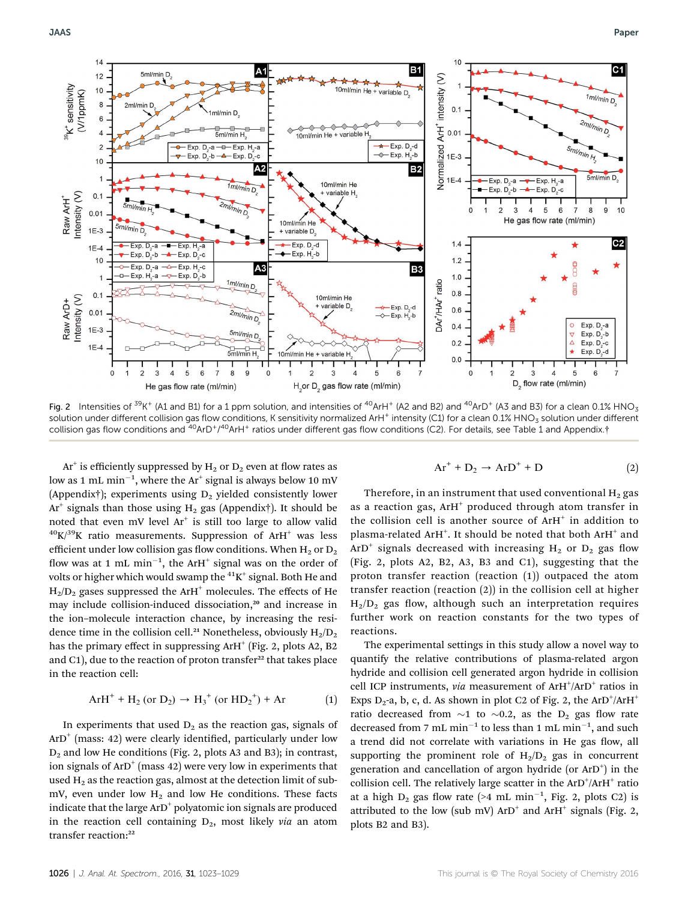Fig. 2 Intensities of $^{39}K^+$ (A1 and B1) for a 1 ppm solution, and intensities of $^{40}ArH^+$ (A2 and B2) and $^{40}ArD^+$ (A3 and B3) for a clean 0.1% $HNO_3$ solution under different collision gas flow conditions, K sensitivity normalized $ArH^+$ intensity (C1) for a clean 0.1% $HNO_3$ solution under different collision gas flow conditions and $^{40}ArD^+/^{40}ArH^+$ ratios under different gas flow conditions (C2). For details, see Table 1 and Appendix.†

$Ar^+$ is efficiently suppressed by $H_2$ or $D_2$ even at flow rates as low as 1 mL $min^{-1}$, where the $Ar^+$ signal is always below 10 mV (Appendix†); experiments using $D_2$ yielded consistently lower $Ar^+$ signals than those using $H_2$ gas (Appendix†). It should be noted that even mV level $Ar^+$ is still too large to allow valid $^{40}K/^{39}K$ ratio measurements. Suppression of $ArH^+$ was less efficient under low collision gas flow conditions. When $H_2$ or $D_2$ flow was at 1 mL $min^{-1}$, the $ArH^+$ signal was on the order of volts or higher which would swamp the $^{41}K^+$ signal. Both He and $H_2/D_2$ gases suppressed the $ArH^+$ molecules. The effects of He may include collision-induced dissociation,[20] and increase in the ion–molecule interaction chance, by increasing the residence time in the collision cell.[21] Nonetheless, obviously $H_2/D_2$ has the primary effect in suppressing $ArH^+$ (Fig. 2, plots A2, B2 and C1), due to the reaction of proton transfer[22] that takes place in the reaction cell:

$$ArH^+ + H_2 \text{ (or } D_2) \rightarrow H_3^+ \text{ (or } HD_2^+) + Ar \quad (1)$$

In experiments that used $D_2$ as the reaction gas, signals of $ArD^+$ (mass: 42) were clearly identified, particularly under low $D_2$ and low He conditions (Fig. 2, plots A3 and B3); in contrast, ion signals of $ArD^+$ (mass 42) were very low in experiments that used $H_2$ as the reaction gas, almost at the detection limit of sub-mV, even under low $H_2$ and low He conditions. These facts indicate that the large $ArD^+$ polyatomic ion signals are produced in the reaction cell containing $D_2$, most likely *via* an atom transfer reaction:[22]

$$Ar^+ + D_2 \rightarrow ArD^+ + D \quad (2)$$

Therefore, in an instrument that used conventional $H_2$ gas as a reaction gas, $ArH^+$ produced through atom transfer in the collision cell is another source of $ArH^+$ in addition to plasma-related $ArH^+$. It should be noted that both $ArH^+$ and $ArD^+$ signals decreased with increasing $H_2$ or $D_2$ gas flow (Fig. 2, plots A2, B2, A3, B3 and C1), suggesting that the proton transfer reaction (reaction (1)) outpaced the atom transfer reaction (reaction (2)) in the collision cell at higher $H_2/D_2$ gas flow, although such an interpretation requires further work on reaction constants for the two types of reactions.

The experimental settings in this study allow a novel way to quantify the relative contributions of plasma-related argon hydride and collision cell generated argon hydride in collision cell ICP instruments, *via* measurement of $ArH^+/ArD^+$ ratios in Exps $D_2$-a, b, c, d. As shown in plot C2 of Fig. 2, the $ArD^+/ArH^+$ ratio decreased from ~1 to ~0.2, as the $D_2$ gas flow rate decreased from 7 mL $min^{-1}$ to less than 1 mL $min^{-1}$, and such a trend did not correlate with variations in He gas flow, all supporting the prominent role of $H_2/D_2$ gas in concurrent generation and cancellation of argon hydride (or $ArD^+$) in the collision cell. The relatively large scatter in the $ArD^+/ArH^+$ ratio at a high $D_2$ gas flow rate (>4 mL $min^{-1}$, Fig. 2, plots C2) is attributed to the low (sub mV) $ArD^+$ and $ArH^+$ signals (Fig. 2, plots B2 and B3).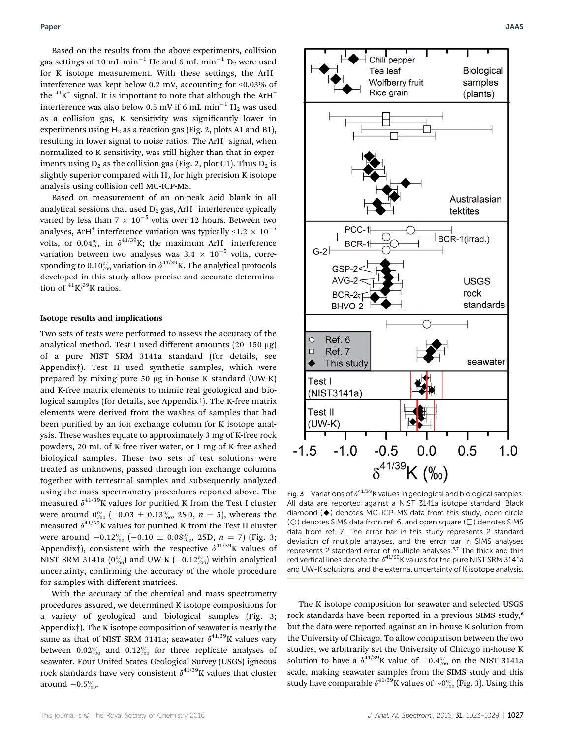Based on the results from the above experiments, collision gas settings of 10 mL min$^{-1}$ He and 6 mL min$^{-1}$ $D_2$ were used for K isotope measurement. With these settings, the $ArH^+$ interference was kept below 0.2 mV, accounting for <0.03% of the $^{41}K^+$ signal. It is important to note that although the $ArH^+$ interference was also below 0.5 mV if 6 mL min$^{-1}$ $H_2$ was used as a collision gas, K sensitivity was significantly lower in experiments using $H_2$ as a reaction gas (Fig. 2, plots A1 and B1), resulting in lower signal to noise ratios. The $ArH^+$ signal, when normalized to K sensitivity, was still higher than that in experiments using $D_2$ as the collision gas (Fig. 2, plot C1). Thus $D_2$ is slightly superior compared with $H_2$ for high precision K isotope analysis using collision cell MC-ICP-MS.

Based on measurement of an on-peak acid blank in all analytical sessions that used $D_2$ gas, $ArH^+$ interference typically varied by less than $7 \times 10^{-5}$ volts over 12 hours. Between two analyses, $ArH^+$ interference variation was typically $<1.2 \times 10^{-5}$ volts, or 0.04‰ in $\delta^{41/39}$K; the maximum $ArH^+$ interference variation between two analyses was $3.4 \times 10^{-5}$ volts, corresponding to 0.10‰ variation in $\delta^{41/39}$K. The analytical protocols developed in this study allow precise and accurate determination of $^{41}K/^{39}K$ ratios.

### Isotope results and implications

Two sets of tests were performed to assess the accuracy of the analytical method. Test I used different amounts (20–150 μg) of a pure NIST SRM 3141a standard (for details, see Appendix†). Test II used synthetic samples, which were prepared by mixing pure 50 μg in-house K standard (UW-K) and K-free matrix elements to mimic real geological and biological samples (for details, see Appendix†). The K-free matrix elements were derived from the washes of samples that had been purified by an ion exchange column for K isotope analysis. These washes equate to approximately 3 mg of K-free rock powders, 20 mL of K-free river water, or 1 mg of K-free ashed biological samples. These two sets of test solutions were treated as unknowns, passed through ion exchange columns together with terrestrial samples and subsequently analyzed using the mass spectrometry procedures reported above. The measured $\delta^{41/39}$K values for purified K from the Test I cluster were around 0‰ ($-0.03 \pm 0.13$‰, 2SD, $n = 5$), whereas the measured $\delta^{41/39}$K values for purified K from the Test II cluster were around $-0.12$‰ ($-0.10 \pm 0.08$‰, 2SD, $n = 7$) (Fig. 3; Appendix†), consistent with the respective $\delta^{41/39}$K values of NIST SRM 3141a (0‰) and UW-K ($-0.12$‰) within analytical uncertainty, confirming the accuracy of the whole procedure for samples with different matrices.

With the accuracy of the chemical and mass spectrometry procedures assured, we determined K isotope compositions for a variety of geological and biological samples (Fig. 3; Appendix†). The K isotope composition of seawater is nearly the same as that of NIST SRM 3141a; seawater $\delta^{41/39}$K values vary between 0.02‰ and 0.12‰ for three replicate analyses of seawater. Four United States Geological Survey (USGS) igneous rock standards have very consistent $\delta^{41/39}$K values that cluster around $-0.5$‰.

Fig. 3 Variations of $\delta^{41/39}$K values in geological and biological samples. All data are reported against a NIST 3141a isotope standard. Black diamond (◆) denotes MC-ICP-MS data from this study, open circle (○) denotes SIMS data from ref. 6, and open square (□) denotes SIMS data from ref. 7. The error bar in this study represents 2 standard deviation of multiple analyses, and the error bar in SIMS analyses represents 2 standard error of multiple analyses.[6,7] The thick and thin red vertical lines denote the $\delta^{41/39}$K values for the pure NIST SRM 3141a and UW-K solutions, and the external uncertainty of K isotope analysis.

The K isotope composition for seawater and selected USGS rock standards have been reported in a previous SIMS study,[6] but the data were reported against an in-house K solution from the University of Chicago. To allow comparison between the two studies, we arbitrarily set the University of Chicago in-house K solution to have a $\delta^{41/39}$K value of $-0.4$‰ on the NIST 3141a scale, making seawater samples from the SIMS study and this study have comparable $\delta^{41/39}$K values of ~0‰ (Fig. 3). Using this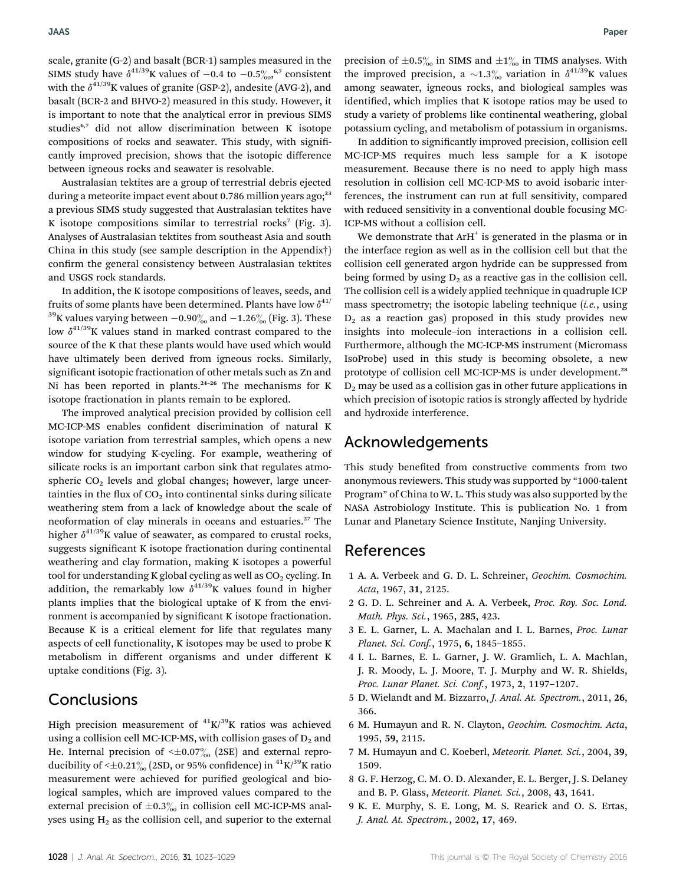scale, granite (G-2) and basalt (BCR-1) samples measured in the SIMS study have $\delta^{41/39}$K values of −0.4 to −0.5‰,[6,7] consistent with the $\delta^{41/39}$K values of granite (GSP-2), andesite (AVG-2), and basalt (BCR-2 and BHVO-2) measured in this study. However, it is important to note that the analytical error in previous SIMS studies[6,7] did not allow discrimination between K isotope compositions of rocks and seawater. This study, with significantly improved precision, shows that the isotopic difference between igneous rocks and seawater is resolvable.

Australasian tektites are a group of terrestrial debris ejected during a meteorite impact event about 0.786 million years ago;[23] a previous SIMS study suggested that Australasian tektites have K isotope compositions similar to terrestrial rocks[7] (Fig. 3). Analyses of Australasian tektites from southeast Asia and south China in this study (see sample description in the Appendix†) confirm the general consistency between Australasian tektites and USGS rock standards.

In addition, the K isotope compositions of leaves, seeds, and fruits of some plants have been determined. Plants have low $\delta^{41/39}$K values varying between −0.90‰ and −1.26‰ (Fig. 3). These low $\delta^{41/39}$K values stand in marked contrast compared to the source of the K that these plants would have used which would have ultimately been derived from igneous rocks. Similarly, significant isotopic fractionation of other metals such as Zn and Ni has been reported in plants.[24–26] The mechanisms for K isotope fractionation in plants remain to be explored.

The improved analytical precision provided by collision cell MC-ICP-MS enables confident discrimination of natural K isotope variation from terrestrial samples, which opens a new window for studying K-cycling. For example, weathering of silicate rocks is an important carbon sink that regulates atmospheric $CO_2$ levels and global changes; however, large uncertainties in the flux of $CO_2$ into continental sinks during silicate weathering stem from a lack of knowledge about the scale of neoformation of clay minerals in oceans and estuaries.[27] The higher $\delta^{41/39}$K value of seawater, as compared to crustal rocks, suggests significant K isotope fractionation during continental weathering and clay formation, making K isotopes a powerful tool for understanding K global cycling as well as $CO_2$ cycling. In addition, the remarkably low $\delta^{41/39}$K values found in higher plants implies that the biological uptake of K from the environment is accompanied by significant K isotope fractionation. Because K is a critical element for life that regulates many aspects of cell functionality, K isotopes may be used to probe K metabolism in different organisms and under different K uptake conditions (Fig. 3).

## Conclusions

High precision measurement of $^{41}$K/$^{39}$K ratios was achieved using a collision cell MC-ICP-MS, with collision gases of $D_2$ and He. Internal precision of <±0.07‰ (2SE) and external reproducibility of <±0.21‰ (2SD, or 95% confidence) in $^{41}$K/$^{39}$K ratio measurement were achieved for purified geological and biological samples, which are improved values compared to the external precision of ±0.3‰ in collision cell MC-ICP-MS analyses using $H_2$ as the collision cell, and superior to the external precision of ±0.5‰ in SIMS and ±1‰ in TIMS analyses. With the improved precision, a ~1.3‰ variation in $\delta^{41/39}$K values among seawater, igneous rocks, and biological samples was identified, which implies that K isotope ratios may be used to study a variety of problems like continental weathering, global potassium cycling, and metabolism of potassium in organisms.

In addition to significantly improved precision, collision cell MC-ICP-MS requires much less sample for a K isotope measurement. Because there is no need to apply high mass resolution in collision cell MC-ICP-MS to avoid isobaric interferences, the instrument can run at full sensitivity, compared with reduced sensitivity in a conventional double focusing MC-ICP-MS without a collision cell.

We demonstrate that $ArH^+$ is generated in the plasma or in the interface region as well as in the collision cell but that the collision cell generated argon hydride can be suppressed from being formed by using $D_2$ as a reactive gas in the collision cell. The collision cell is a widely applied technique in quadruple ICP mass spectrometry; the isotopic labeling technique (*i.e.*, using $D_2$ as a reaction gas) proposed in this study provides new insights into molecule–ion interactions in a collision cell. Furthermore, although the MC-ICP-MS instrument (Micromass IsoProbe) used in this study is becoming obsolete, a new prototype of collision cell MC-ICP-MS is under development.[28] $D_2$ may be used as a collision gas in other future applications in which precision of isotopic ratios is strongly affected by hydride and hydroxide interference.

## Acknowledgements

This study benefited from constructive comments from two anonymous reviewers. This study was supported by "1000-talent Program" of China to W. L. This study was also supported by the NASA Astrobiology Institute. This is publication No. 1 from Lunar and Planetary Science Institute, Nanjing University.

## References

1 A. A. Verbeek and G. D. L. Schreiner, *Geochim. Cosmochim. Acta*, 1967, **31**, 2125.
2 G. D. L. Schreiner and A. A. Verbeek, *Proc. Roy. Soc. Lond. Math. Phys. Sci.*, 1965, **285**, 423.
3 E. L. Garner, L. A. Machalan and I. L. Barnes, *Proc. Lunar Planet. Sci. Conf.*, 1975, **6**, 1845–1855.
4 I. L. Barnes, E. L. Garner, J. W. Gramlich, L. A. Machlan, J. R. Moody, L. J. Moore, T. J. Murphy and W. R. Shields, *Proc. Lunar Planet. Sci. Conf.*, 1973, **2**, 1197–1207.
5 D. Wielandt and M. Bizzarro, *J. Anal. At. Spectrom.*, 2011, **26**, 366.
6 M. Humayun and R. N. Clayton, *Geochim. Cosmochim. Acta*, 1995, **59**, 2115.
7 M. Humayun and C. Koeberl, *Meteorit. Planet. Sci.*, 2004, **39**, 1509.
8 G. F. Herzog, C. M. O. D. Alexander, E. L. Berger, J. S. Delaney and B. P. Glass, *Meteorit. Planet. Sci.*, 2008, **43**, 1641.
9 K. E. Murphy, S. E. Long, M. S. Rearick and O. S. Ertas, *J. Anal. At. Spectrom.*, 2002, **17**, 469.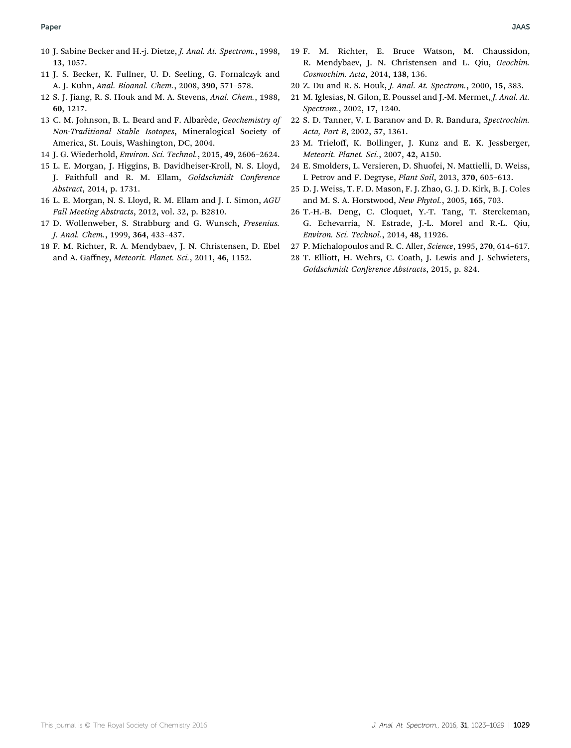10 J. Sabine Becker and H.-j. Dietze, *J. Anal. At. Spectrom.*, 1998, **13**, 1057.

11 J. S. Becker, K. Fullner, U. D. Seeling, G. Fornalczyk and A. J. Kuhn, *Anal. Bioanal. Chem.*, 2008, **390**, 571–578.

12 S. J. Jiang, R. S. Houk and M. A. Stevens, *Anal. Chem.*, 1988, **60**, 1217.

13 C. M. Johnson, B. L. Beard and F. Albarède, *Geochemistry of Non-Traditional Stable Isotopes*, Mineralogical Society of America, St. Louis, Washington, DC, 2004.

14 J. G. Wiederhold, *Environ. Sci. Technol.*, 2015, **49**, 2606–2624.

15 L. E. Morgan, J. Higgins, B. Davidheiser-Kroll, N. S. Lloyd, J. Faithfull and R. M. Ellam, *Goldschmidt Conference Abstract*, 2014, p. 1731.

16 L. E. Morgan, N. S. Lloyd, R. M. Ellam and J. I. Simon, *AGU Fall Meeting Abstracts*, 2012, vol. 32, p. B2810.

17 D. Wollenweber, S. Strabburg and G. Wunsch, *Fresenius. J. Anal. Chem.*, 1999, **364**, 433–437.

18 F. M. Richter, R. A. Mendybaev, J. N. Christensen, D. Ebel and A. Gaffney, *Meteorit. Planet. Sci.*, 2011, **46**, 1152.

19 F. M. Richter, E. Bruce Watson, M. Chaussidon, R. Mendybaev, J. N. Christensen and L. Qiu, *Geochim. Cosmochim. Acta*, 2014, **138**, 136.

20 Z. Du and R. S. Houk, *J. Anal. At. Spectrom.*, 2000, **15**, 383.

21 M. Iglesias, N. Gilon, E. Poussel and J.-M. Mermet, *J. Anal. At. Spectrom.*, 2002, **17**, 1240.

22 S. D. Tanner, V. I. Baranov and D. R. Bandura, *Spectrochim. Acta, Part B*, 2002, **57**, 1361.

23 M. Trieloff, K. Bollinger, J. Kunz and E. K. Jessberger, *Meteorit. Planet. Sci.*, 2007, **42**, A150.

24 E. Smolders, L. Versieren, D. Shuofei, N. Mattielli, D. Weiss, I. Petrov and F. Degryse, *Plant Soil*, 2013, **370**, 605–613.

25 D. J. Weiss, T. F. D. Mason, F. J. Zhao, G. J. D. Kirk, B. J. Coles and M. S. A. Horstwood, *New Phytol.*, 2005, **165**, 703.

26 T.-H.-B. Deng, C. Cloquet, Y.-T. Tang, T. Sterckeman, G. Echevarria, N. Estrade, J.-L. Morel and R.-L. Qiu, *Environ. Sci. Technol.*, 2014, **48**, 11926.

27 P. Michalopoulos and R. C. Aller, *Science*, 1995, **270**, 614–617.

28 T. Elliott, H. Wehrs, C. Coath, J. Lewis and J. Schwieters, *Goldschmidt Conference Abstracts*, 2015, p. 824.